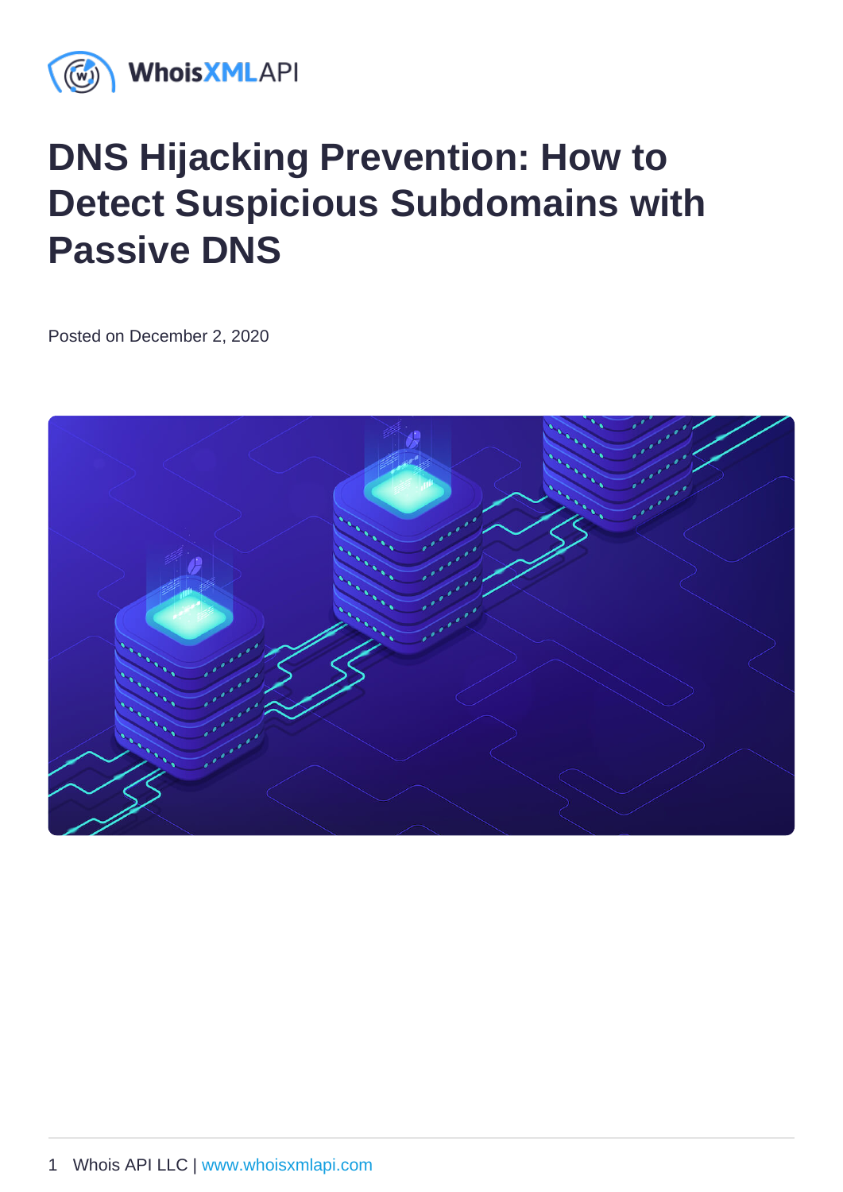# DNS Hijacking Prevention: How to Detect Suspicious Subdomains with Passive DNS

Posted on December 2, 2020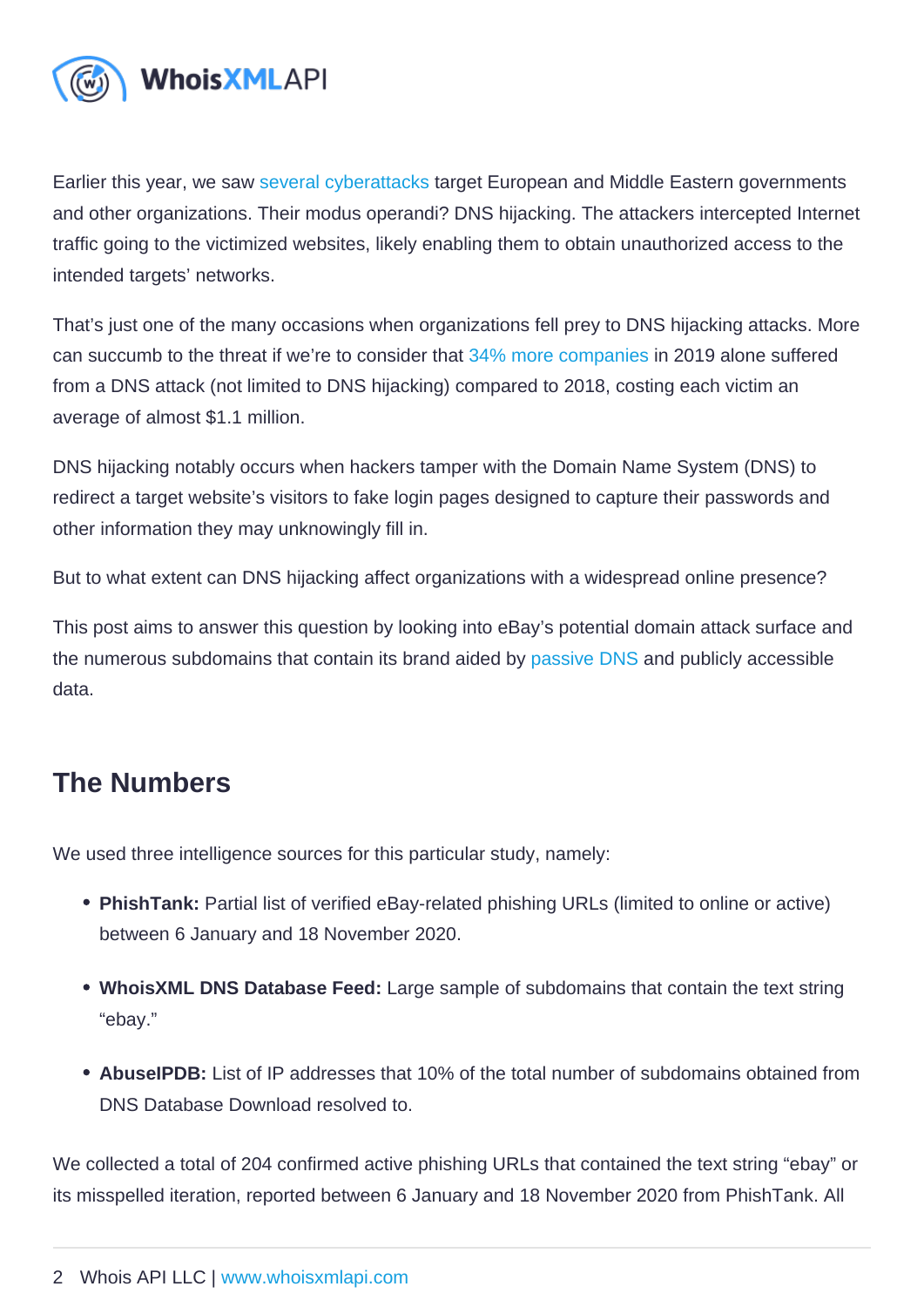Earlier this year, we saw several cyberattacks target European and Middle Eastern governments and other organizations. Their modus operandi? DNS hijacking. The attackers intercepted Internet traffic going to the victimized websites, likely enabling them to obtain unauthorized access to the intended targets' networks.

That's just one of the many occasions when organizations fell prey to DNS hijacking attacks. More can succumb to the threat if we're to consider that 34% more companies in 2019 alone suffered from a DNS attack (not limited to DNS hijacking) compared to 2018, costing each victim an average of almost $1.1 million.

DNS hijacking notably occurs when hackers tamper with the Domain Name System (DNS) to redirect a target website's visitors to fake login pages designed to capture their passwords and other information they may unknowingly fill in.

But to what extent can DNS hijacking affect organizations with a widespread online presence?

This post aims to answer this question by looking into eBay's potential domain attack surface and the numerous subdomains that contain its brand aided by passive DNS and publicly accessible data.

## The Numbers

We used three intelligence sources for this particular study, namely:

- **PhishTank:** Partial list of verified eBay-related phishing URLs (limited to online or active) between 6 January and 18 November 2020.
- **WhoisXML DNS Database Feed:** Large sample of subdomains that contain the text string "ebay."
- **AbuseIPDB:** List of IP addresses that 10% of the total number of subdomains obtained from DNS Database Download resolved to.

We collected a total of 204 confirmed active phishing URLs that contained the text string "ebay" or its misspelled iteration, reported between 6 January and 18 November 2020 from PhishTank. All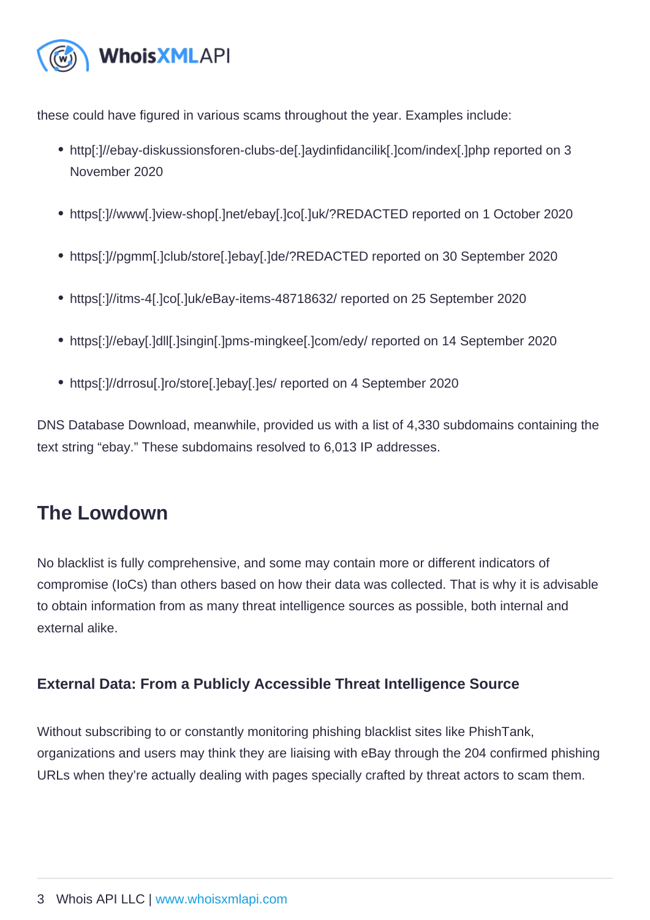these could have figured in various scams throughout the year. Examples include:

- http[:]//ebay-diskussionsforen-clubs-de[.]aydinfidancilik[.]com/index[.]php reported on 3 November 2020
- https[:]//www[.]view-shop[.]net/ebay[.]co[.]uk/?REDACTED reported on 1 October 2020
- https[:]//pgmm[.]club/store[.]ebay[.]de/?REDACTED reported on 30 September 2020
- https[:]//itms-4[.]co[.]uk/eBay-items-48718632/ reported on 25 September 2020
- https[:]//ebay[.]dll[.]singin[.]pms-mingkee[.]com/edy/ reported on 14 September 2020
- https[:]//drrosu[.]ro/store[.]ebay[.]es/ reported on 4 September 2020

DNS Database Download, meanwhile, provided us with a list of 4,330 subdomains containing the text string "ebay." These subdomains resolved to 6,013 IP addresses.

## The Lowdown

No blacklist is fully comprehensive, and some may contain more or different indicators of compromise (IoCs) than others based on how their data was collected. That is why it is advisable to obtain information from as many threat intelligence sources as possible, both internal and external alike.

### External Data: From a Publicly Accessible Threat Intelligence Source

Without subscribing to or constantly monitoring phishing blacklist sites like PhishTank, organizations and users may think they are liaising with eBay through the 204 confirmed phishing URLs when they're actually dealing with pages specially crafted by threat actors to scam them.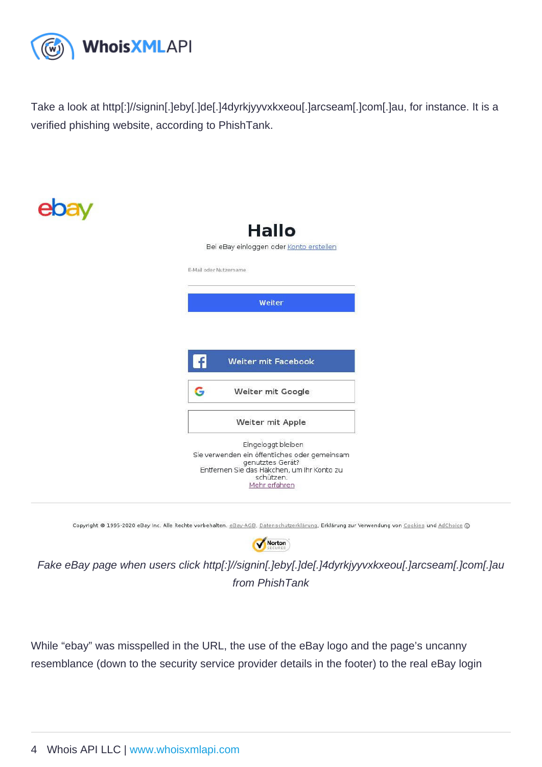Take a look at http[:]//signin[.]eby[.]de[.]4dyrkjyyvxkxeou[.]arcseam[.]com[.]au, for instance. It is a verified phishing website, according to PhishTank.

*Fake eBay page when users click http[:]//signin[.]eby[.]de[.]4dyrkjyyvxkxeou[.]arcseam[.]com[.]au from PhishTank*

While "ebay" was misspelled in the URL, the use of the eBay logo and the page's uncanny resemblance (down to the security service provider details in the footer) to the real eBay login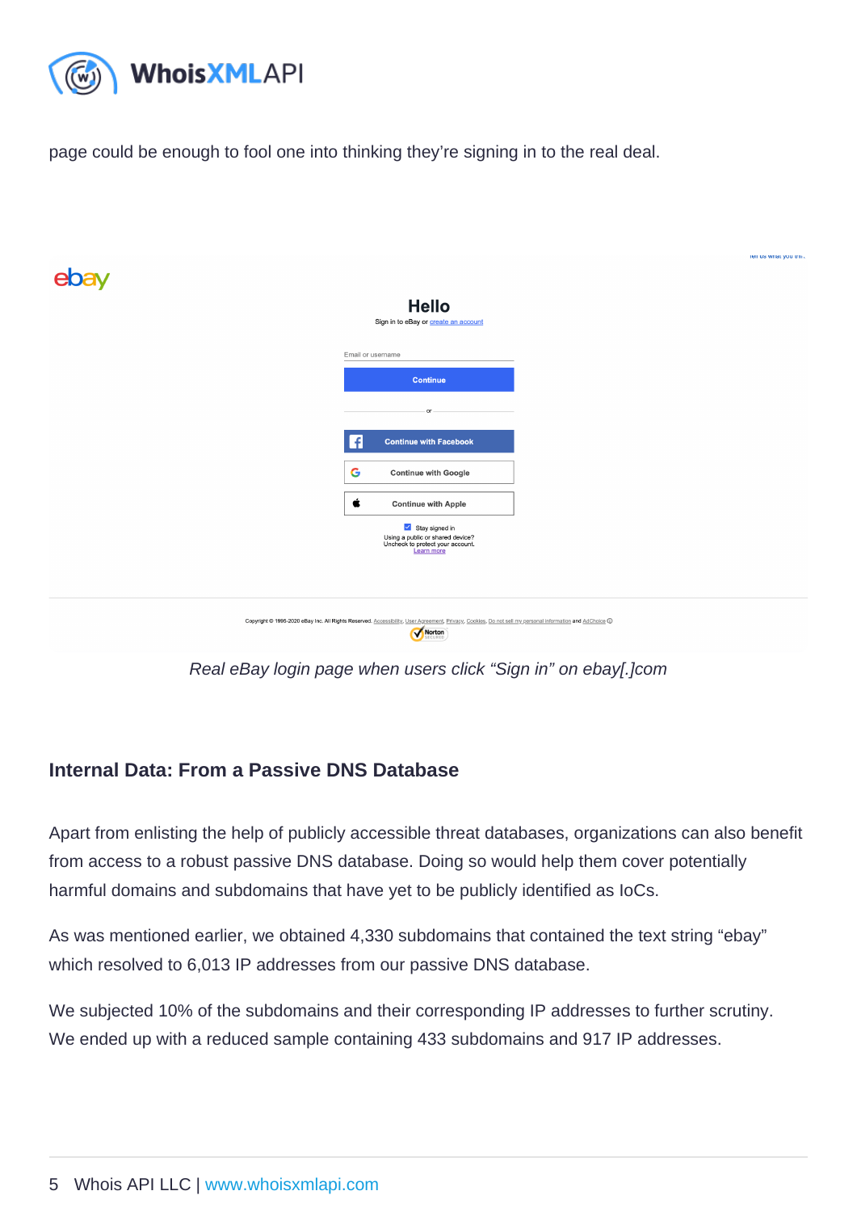page could be enough to fool one into thinking they're signing in to the real deal.

*Real eBay login page when users click "Sign in" on ebay[.]com*

### Internal Data: From a Passive DNS Database

Apart from enlisting the help of publicly accessible threat databases, organizations can also benefit from access to a robust passive DNS database. Doing so would help them cover potentially harmful domains and subdomains that have yet to be publicly identified as IoCs.

As was mentioned earlier, we obtained 4,330 subdomains that contained the text string "ebay" which resolved to 6,013 IP addresses from our passive DNS database.

We subjected 10% of the subdomains and their corresponding IP addresses to further scrutiny. We ended up with a reduced sample containing 433 subdomains and 917 IP addresses.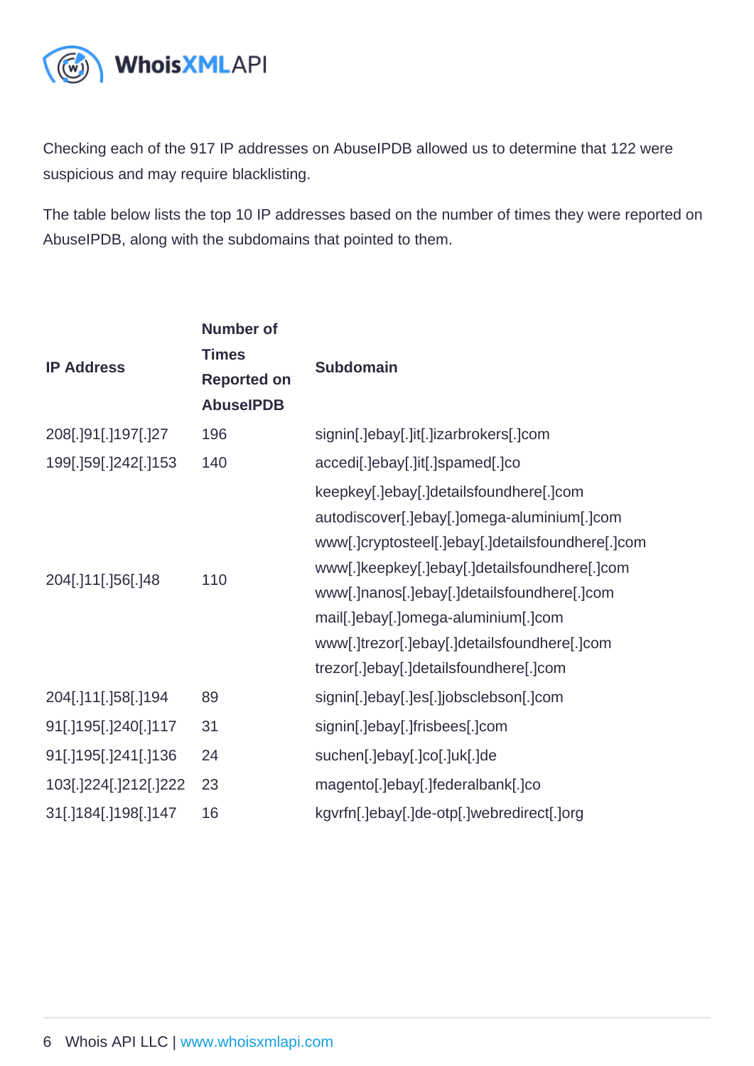Checking each of the 917 IP addresses on AbuseIPDB allowed us to determine that 122 were suspicious and may require blacklisting.

The table below lists the top 10 IP addresses based on the number of times they were reported on AbuseIPDB, along with the subdomains that pointed to them.

| IP Address | Number of Times Reported on AbuseIPDB | Subdomain |
|---|---|---|
| 208[.]91[.]197[.]27 | 196 | signin[.]ebay[.]it[.]izarbrokers[.]com |
| 199[.]59[.]242[.]153 | 140 | accedi[.]ebay[.]it[.]spamed[.]co |
| 204[.]11[.]56[.]48 | 110 | keepkey[.]ebay[.]detailsfoundhere[.]com<br>autodiscover[.]ebay[.]omega-aluminium[.]com<br>www[.]cryptosteel[.]ebay[.]detailsfoundhere[.]com<br>www[.]keepkey[.]ebay[.]detailsfoundhere[.]com<br>www[.]nanos[.]ebay[.]detailsfoundhere[.]com<br>mail[.]ebay[.]omega-aluminium[.]com<br>www[.]trezor[.]ebay[.]detailsfoundhere[.]com<br>trezor[.]ebay[.]detailsfoundhere[.]com |
| 204[.]11[.]58[.]194 | 89 | signin[.]ebay[.]es[.]jobsclebson[.]com |
| 91[.]195[.]240[.]117 | 31 | signin[.]ebay[.]frisbees[.]com |
| 91[.]195[.]241[.]136 | 24 | suchen[.]ebay[.]co[.]uk[.]de |
| 103[.]224[.]212[.]222 | 23 | magento[.]ebay[.]federalbank[.]co |
| 31[.]184[.]198[.]147 | 16 | kgvrfn[.]ebay[.]de-otp[.]webredirect[.]org |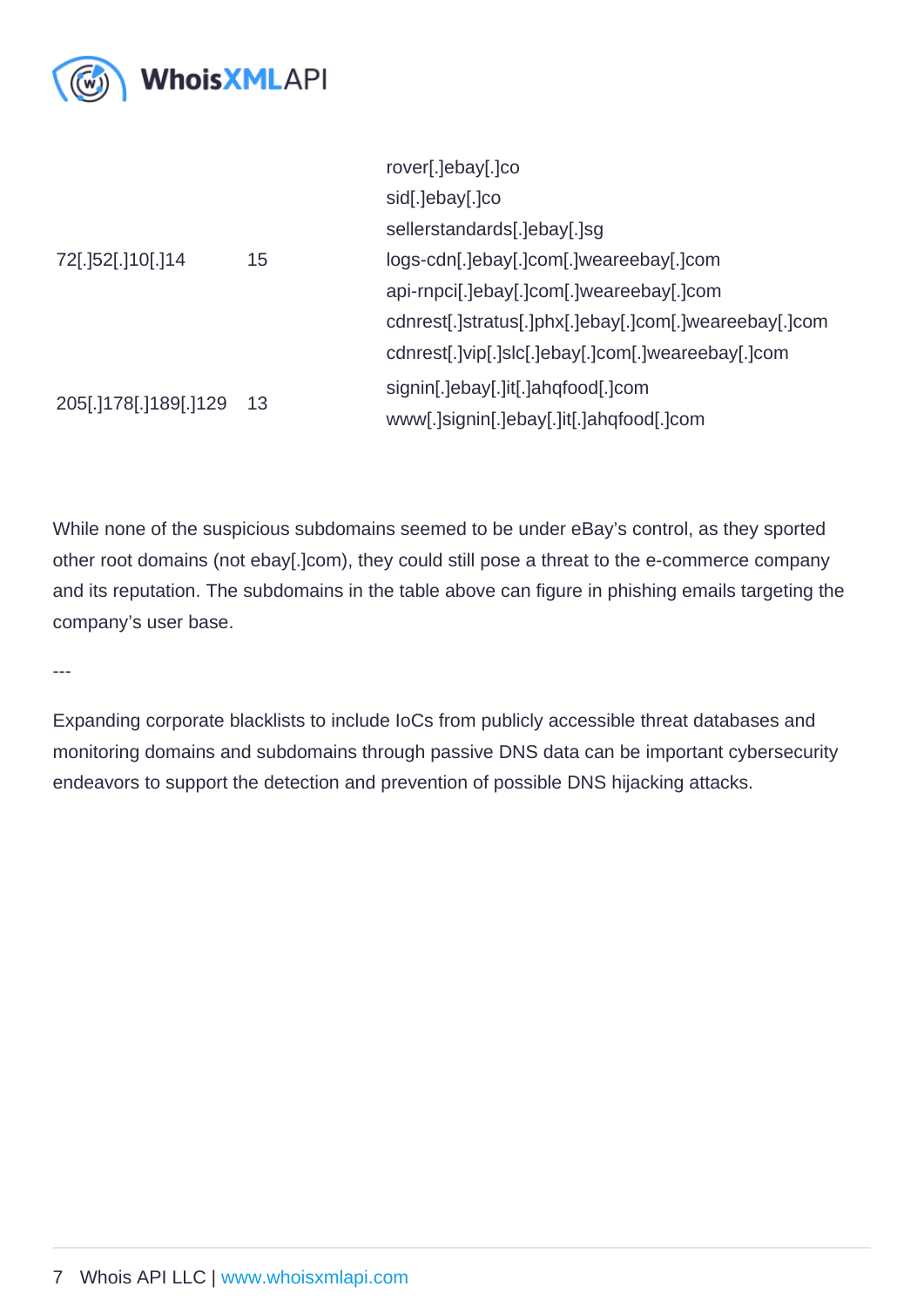| | | |
|---|---|---|
| | | rover[.]ebay[.]co |
| | | sid[.]ebay[.]co |
| | | sellerstandards[.]ebay[.]sg |
| 72[.]52[.]10[.]14 | 15 | logs-cdn[.]ebay[.]com[.]weareebay[.]com |
| | | api-rnpci[.]ebay[.]com[.]weareebay[.]com |
| | | cdnrest[.]stratus[.]phx[.]ebay[.]com[.]weareebay[.]com |
| | | cdnrest[.]vip[.]slc[.]ebay[.]com[.]weareebay[.]com |
| 205[.]178[.]189[.]129 | 13 | signin[.]ebay[.]it[.]ahqfood[.]com |
| | | www[.]signin[.]ebay[.]it[.]ahqfood[.]com |

While none of the suspicious subdomains seemed to be under eBay's control, as they sported other root domains (not ebay[.]com), they could still pose a threat to the e-commerce company and its reputation. The subdomains in the table above can figure in phishing emails targeting the company's user base.

---

Expanding corporate blacklists to include IoCs from publicly accessible threat databases and monitoring domains and subdomains through passive DNS data can be important cybersecurity endeavors to support the detection and prevention of possible DNS hijacking attacks.